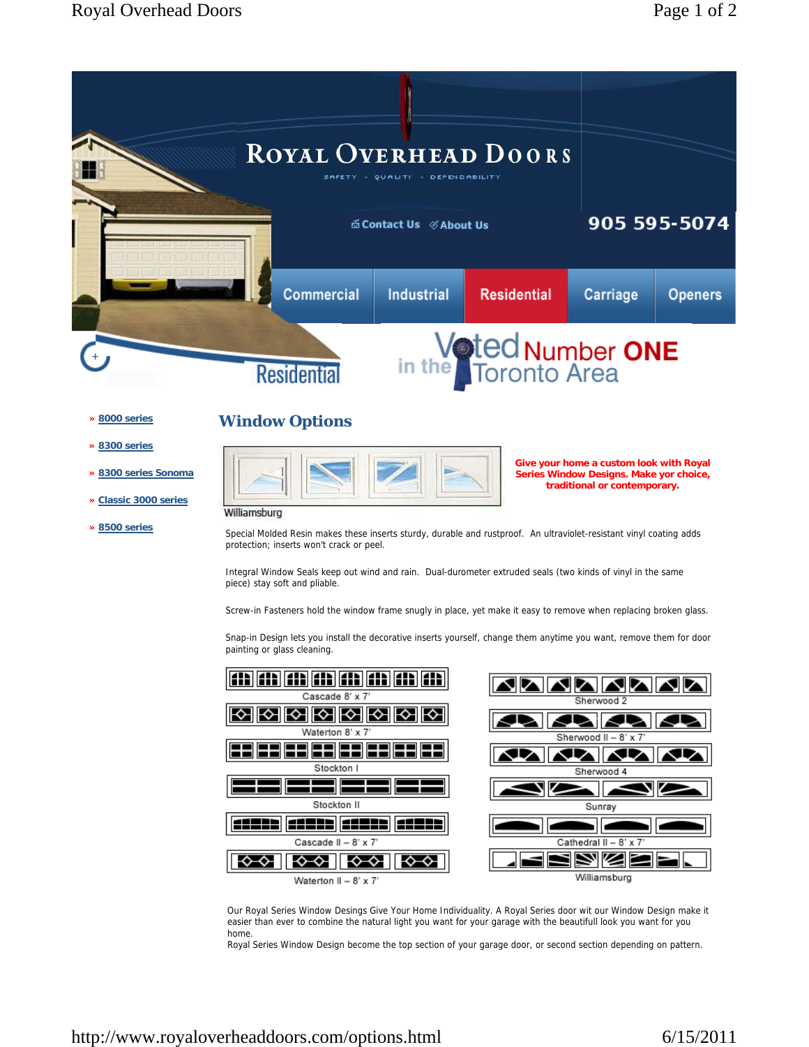# Royal Overhead Doors

SAFETY • QUALITY • DEPENDABILITY

Contact Us | About Us

905 595-5074

Commercial | Industrial | Residential | Carriage | Openers

Residential

Voted Number ONE in the Toronto Area

- » 8000 series
- » 8300 series
- » 8300 series Sonoma
- » Classic 3000 series
- » 8500 series

## Window Options

Williamsburg

**Give your home a custom look with Royal Series Window Designs. Make yor choice, traditional or contemporary.**

Special Molded Resin makes these inserts sturdy, durable and rustproof. An ultraviolet-resistant vinyl coating adds protection; inserts won't crack or peel.

Integral Window Seals keep out wind and rain. Dual-durometer extruded seals (two kinds of vinyl in the same piece) stay soft and pliable.

Screw-in Fasteners hold the window frame snugly in place, yet make it easy to remove when replacing broken glass.

Snap-in Design lets you install the decorative inserts yourself, change them anytime you want, remove them for door painting or glass cleaning.

Cascade 8' x 7'

Waterton 8' x 7'

Stockton I

Stockton II

Cascade II – 8' x 7'

Waterton II – 8' x 7'

Sherwood 2

Sherwood II – 8' x 7'

Sherwood 4

Sunray

Cathedral II – 8' x 7'

Williamsburg

Our Royal Series Window Desings Give Your Home Individuality. A Royal Series door wit our Window Design make it easier than ever to combine the natural light you want for your garage with the beautifull look you want for you home.
Royal Series Window Design become the top section of your garage door, or second section depending on pattern.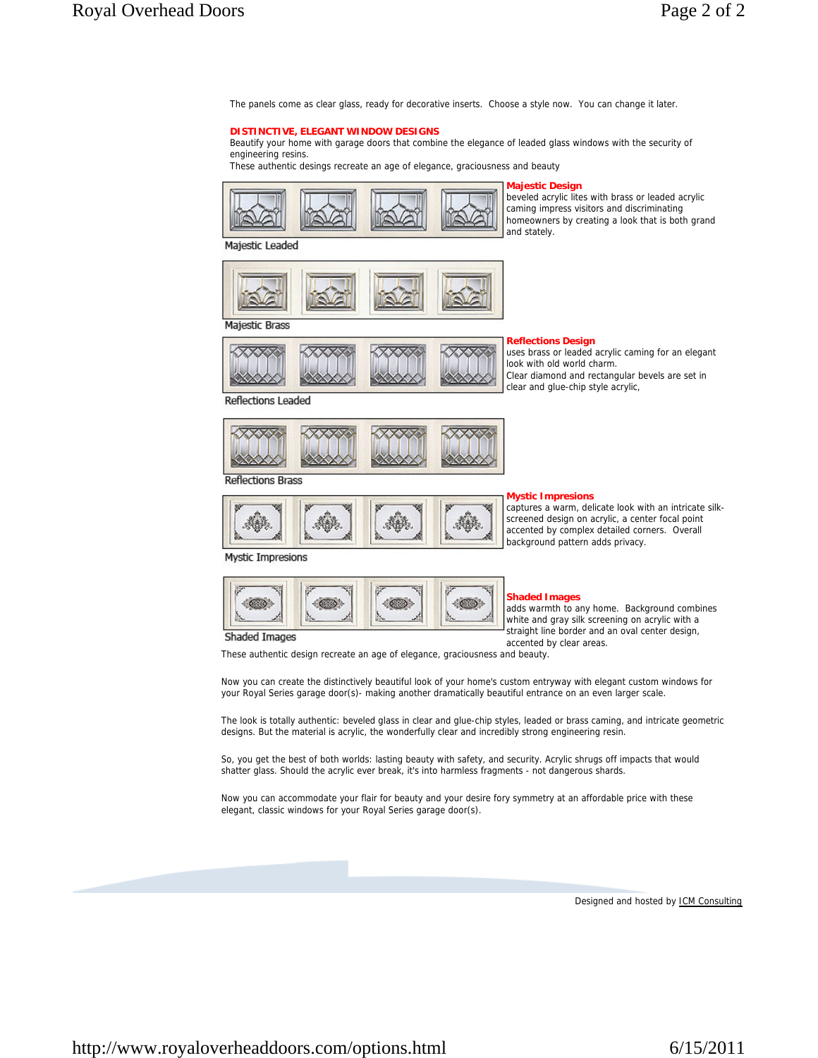The panels come as clear glass, ready for decorative inserts. Choose a style now. You can change it later.

**DISTINCTIVE, ELEGANT WINDOW DESIGNS**

Beautify your home with garage doors that combine the elegance of leaded glass windows with the security of engineering resins.

These authentic desings recreate an age of elegance, graciousness and beauty

**Majestic Design**

beveled acrylic lites with brass or leaded acrylic caming impress visitors and discriminating homeowners by creating a look that is both grand and stately.

Majestic Leaded

Majestic Brass

**Reflections Design**

uses brass or leaded acrylic caming for an elegant look with old world charm.

Clear diamond and rectangular bevels are set in clear and glue-chip style acrylic,

Reflections Leaded

Reflections Brass

**Mystic Impressions**

captures a warm, delicate look with an intricate silk-screened design on acrylic, a center focal point accented by complex detailed corners. Overall background pattern adds privacy.

Mystic Impresions

**Shaded Images**

adds warmth to any home. Background combines white and gray silk screening on acrylic with a straight line border and an oval center design, accented by clear areas.

Shaded Images

These authentic design recreate an age of elegance, graciousness and beauty.

Now you can create the distinctively beautiful look of your home's custom entryway with elegant custom windows for your Royal Series garage door(s)- making another dramatically beautiful entrance on an even larger scale.

The look is totally authentic: beveled glass in clear and glue-chip styles, leaded or brass caming, and intricate geometric designs. But the material is acrylic, the wonderfully clear and incredibly strong engineering resin.

So, you get the best of both worlds: lasting beauty with safety, and security. Acrylic shrugs off impacts that would shatter glass. Should the acrylic ever break, it's into harmless fragments - not dangerous shards.

Now you can accommodate your flair for beauty and your desire fory symmetry at an affordable price with these elegant, classic windows for your Royal Series garage door(s).

Designed and hosted by ICM Consulting